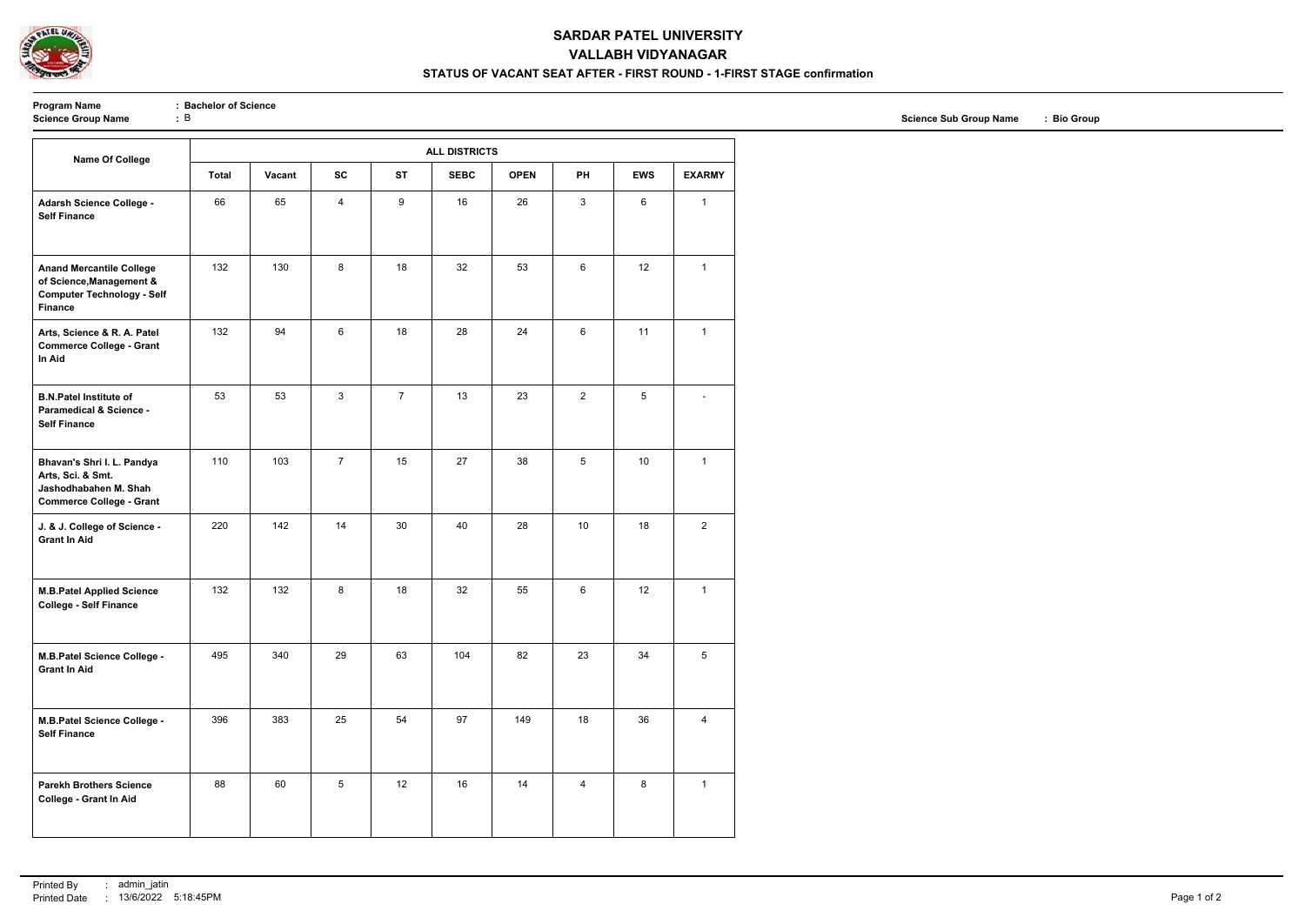# SARDAR PATEL UNIVERSITY

## VALLABH VIDYANAGAR

### STATUS OF VACANT SEAT AFTER - FIRST ROUND - 1-FIRST STAGE confirmation

**Program Name** : **Bachelor of Science**
**Science Group Name** : B
**Science Sub Group Name** : **Bio Group**

| Name Of College | ALL DISTRICTS | | | | | | | | |
|---|---|---|---|---|---|---|---|---|---|
| | **Total** | **Vacant** | **SC** | **ST** | **SEBC** | **OPEN** | **PH** | **EWS** | **EXARMY** |
| **Adarsh Science College - Self Finance** | 66 | 65 | 4 | 9 | 16 | 26 | 3 | 6 | 1 |
| **Anand Mercantile College of Science,Management & Computer Technology - Self Finance** | 132 | 130 | 8 | 18 | 32 | 53 | 6 | 12 | 1 |
| **Arts, Science & R. A. Patel Commerce College - Grant In Aid** | 132 | 94 | 6 | 18 | 28 | 24 | 6 | 11 | 1 |
| **B.N.Patel Institute of Paramedical & Science - Self Finance** | 53 | 53 | 3 | 7 | 13 | 23 | 2 | 5 | - |
| **Bhavan's Shri I. L. Pandya Arts, Sci. & Smt. Jashodhabahen M. Shah Commerce College - Grant** | 110 | 103 | 7 | 15 | 27 | 38 | 5 | 10 | 1 |
| **J. & J. College of Science - Grant In Aid** | 220 | 142 | 14 | 30 | 40 | 28 | 10 | 18 | 2 |
| **M.B.Patel Applied Science College - Self Finance** | 132 | 132 | 8 | 18 | 32 | 55 | 6 | 12 | 1 |
| **M.B.Patel Science College - Grant In Aid** | 495 | 340 | 29 | 63 | 104 | 82 | 23 | 34 | 5 |
| **M.B.Patel Science College - Self Finance** | 396 | 383 | 25 | 54 | 97 | 149 | 18 | 36 | 4 |
| **Parekh Brothers Science College - Grant In Aid** | 88 | 60 | 5 | 12 | 16 | 14 | 4 | 8 | 1 |

Printed By : admin_jatin
Printed Date : 13/6/2022 5:18:45PM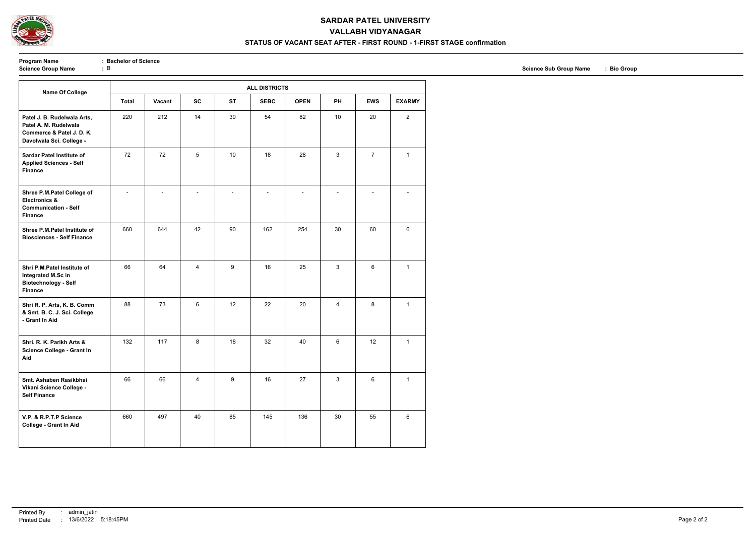# SARDAR PATEL UNIVERSITY

## VALLABH VIDYANAGAR

### STATUS OF VACANT SEAT AFTER - FIRST ROUND - 1-FIRST STAGE confirmation

**Program Name** : **Bachelor of Science**
**Science Group Name** : B
**Science Sub Group Name** : **Bio Group**

| Name Of College | ALL DISTRICTS | | | | | | | | |
|---|---|---|---|---|---|---|---|---|---|
| | **Total** | **Vacant** | **SC** | **ST** | **SEBC** | **OPEN** | **PH** | **EWS** | **EXARMY** |
| **Patel J. B. Rudelwala Arts, Patel A. M. Rudelwala Commerce & Patel J. D. K. Davolwala Sci. College -** | 220 | 212 | 14 | 30 | 54 | 82 | 10 | 20 | 2 |
| **Sardar Patel Institute of Applied Sciences - Self Finance** | 72 | 72 | 5 | 10 | 18 | 28 | 3 | 7 | 1 |
| **Shree P.M.Patel College of Electronics & Communication - Self Finance** | - | - | - | - | - | - | - | - | - |
| **Shree P.M.Patel Institute of Biosciences - Self Finance** | 660 | 644 | 42 | 90 | 162 | 254 | 30 | 60 | 6 |
| **Shri P.M.Patel Institute of Integrated M.Sc in Biotechnology - Self Finance** | 66 | 64 | 4 | 9 | 16 | 25 | 3 | 6 | 1 |
| **Shri R. P. Arts, K. B. Comm & Smt. B. C. J. Sci. College - Grant In Aid** | 88 | 73 | 6 | 12 | 22 | 20 | 4 | 8 | 1 |
| **Shri. R. K. Parikh Arts & Science College - Grant In Aid** | 132 | 117 | 8 | 18 | 32 | 40 | 6 | 12 | 1 |
| **Smt. Ashaben Rasikbhai Vikani Science College - Self Finance** | 66 | 66 | 4 | 9 | 16 | 27 | 3 | 6 | 1 |
| **V.P. & R.P.T.P Science College - Grant In Aid** | 660 | 497 | 40 | 85 | 145 | 136 | 30 | 55 | 6 |

Printed By : admin_jatin
Printed Date : 13/6/2022 5:18:45PM